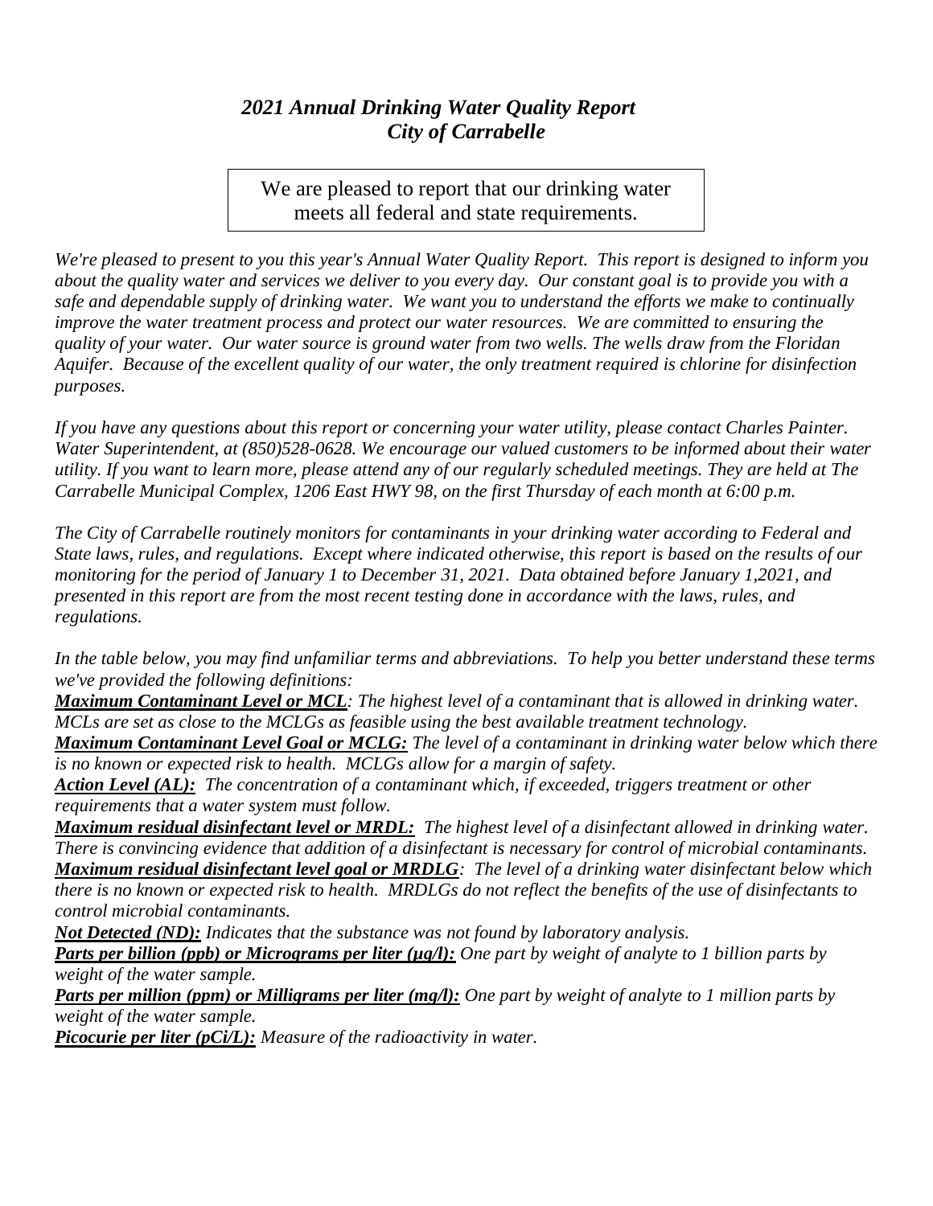# *2021 Annual Drinking Water Quality Report*
# *City of Carrabelle*

We are pleased to report that our drinking water meets all federal and state requirements.

*We're pleased to present to you this year's Annual Water Quality Report. This report is designed to inform you about the quality water and services we deliver to you every day. Our constant goal is to provide you with a safe and dependable supply of drinking water. We want you to understand the efforts we make to continually improve the water treatment process and protect our water resources. We are committed to ensuring the quality of your water. Our water source is ground water from two wells. The wells draw from the Floridan Aquifer. Because of the excellent quality of our water, the only treatment required is chlorine for disinfection purposes.*

*If you have any questions about this report or concerning your water utility, please contact Charles Painter. Water Superintendent, at (850)528-0628. We encourage our valued customers to be informed about their water utility. If you want to learn more, please attend any of our regularly scheduled meetings. They are held at The Carrabelle Municipal Complex, 1206 East HWY 98, on the first Thursday of each month at 6:00 p.m.*

*The City of Carrabelle routinely monitors for contaminants in your drinking water according to Federal and State laws, rules, and regulations. Except where indicated otherwise, this report is based on the results of our monitoring for the period of January 1 to December 31, 2021. Data obtained before January 1,2021, and presented in this report are from the most recent testing done in accordance with the laws, rules, and regulations.*

*In the table below, you may find unfamiliar terms and abbreviations. To help you better understand these terms we've provided the following definitions:*

***Maximum Contaminant Level or MCL****: The highest level of a contaminant that is allowed in drinking water. MCLs are set as close to the MCLGs as feasible using the best available treatment technology.*

***Maximum Contaminant Level Goal or MCLG:*** *The level of a contaminant in drinking water below which there is no known or expected risk to health. MCLGs allow for a margin of safety.*

***Action Level (AL):*** *The concentration of a contaminant which, if exceeded, triggers treatment or other requirements that a water system must follow.*

***Maximum residual disinfectant level or MRDL:*** *The highest level of a disinfectant allowed in drinking water. There is convincing evidence that addition of a disinfectant is necessary for control of microbial contaminants.*

***Maximum residual disinfectant level goal or MRDLG****: The level of a drinking water disinfectant below which there is no known or expected risk to health. MRDLGs do not reflect the benefits of the use of disinfectants to control microbial contaminants.*

***Not Detected (ND):*** *Indicates that the substance was not found by laboratory analysis.*

***Parts per billion (ppb) or Micrograms per liter (μg/l):*** *One part by weight of analyte to 1 billion parts by weight of the water sample.*

***Parts per million (ppm) or Milligrams per liter (mg/l):*** *One part by weight of analyte to 1 million parts by weight of the water sample.*

***Picocurie per liter (pCi/L):*** *Measure of the radioactivity in water.*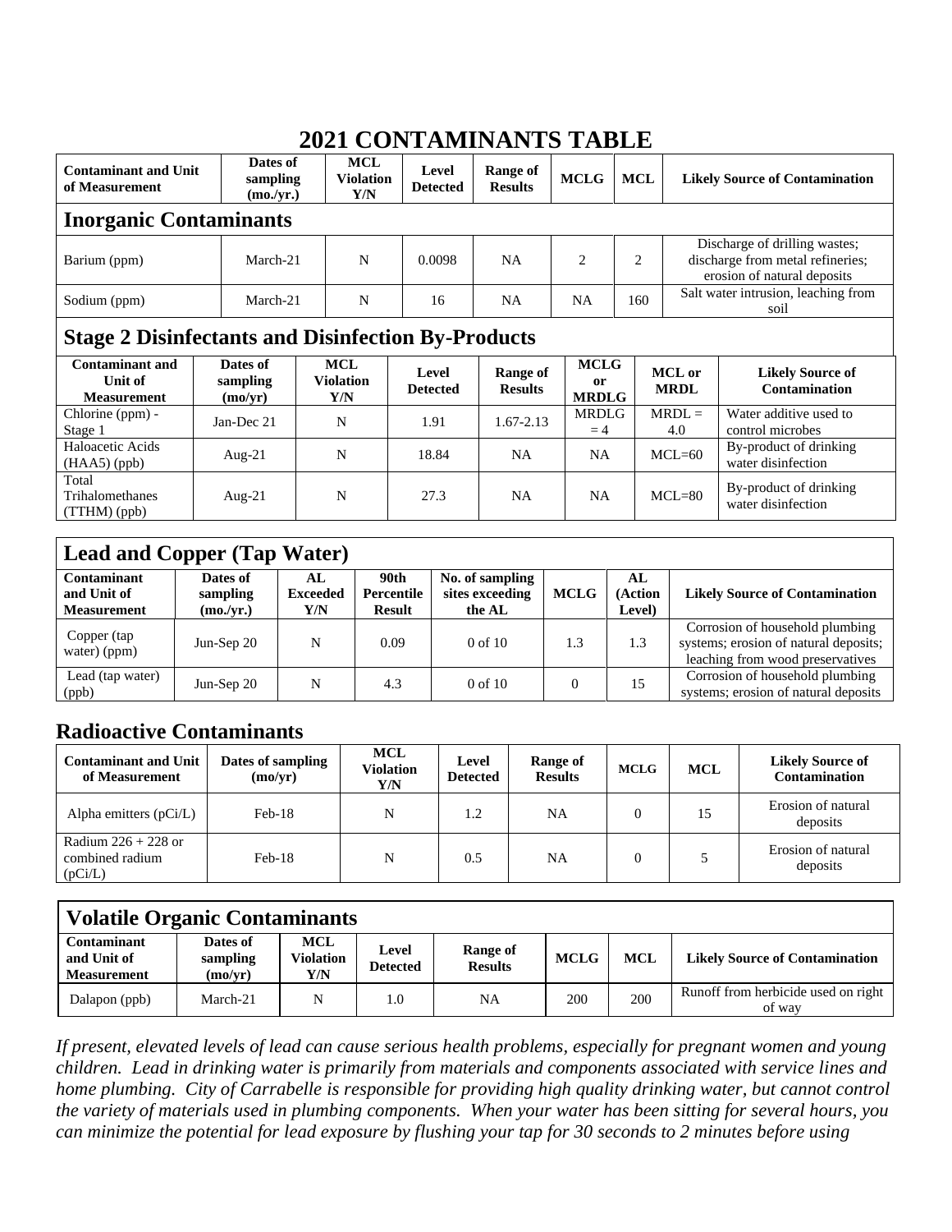# 2021 CONTAMINANTS TABLE

| Contaminant and Unit of Measurement | Dates of sampling (mo./yr.) | MCL Violation Y/N | Level Detected | Range of Results | MCLG | MCL | Likely Source of Contamination |
|---|---|---|---|---|---|---|---|
| **Inorganic Contaminants** | | | | | | | |
| Barium (ppm) | March-21 | N | 0.0098 | NA | 2 | 2 | Discharge of drilling wastes; discharge from metal refineries; erosion of natural deposits |
| Sodium (ppm) | March-21 | N | 16 | NA | NA | 160 | Salt water intrusion, leaching from soil |

## Stage 2 Disinfectants and Disinfection By-Products

| Contaminant and Unit of Measurement | Dates of sampling (mo/yr) | MCL Violation Y/N | Level Detected | Range of Results | MCLG or MRDLG | MCL or MRDL | Likely Source of Contamination |
|---|---|---|---|---|---|---|---|
| Chlorine (ppm) - Stage 1 | Jan-Dec 21 | N | 1.91 | 1.67-2.13 | MRDLG = 4 | MRDL = 4.0 | Water additive used to control microbes |
| Haloacetic Acids (HAA5) (ppb) | Aug-21 | N | 18.84 | NA | NA | MCL=60 | By-product of drinking water disinfection |
| Total Trihalomethanes (TTHM) (ppb) | Aug-21 | N | 27.3 | NA | NA | MCL=80 | By-product of drinking water disinfection |

## Lead and Copper (Tap Water)

| Contaminant and Unit of Measurement | Dates of sampling (mo./yr.) | AL Exceeded Y/N | 90th Percentile Result | No. of sampling sites exceeding the AL | MCLG | AL (Action Level) | Likely Source of Contamination |
|---|---|---|---|---|---|---|---|
| Copper (tap water) (ppm) | Jun-Sep 20 | N | 0.09 | 0 of 10 | 1.3 | 1.3 | Corrosion of household plumbing systems; erosion of natural deposits; leaching from wood preservatives |
| Lead (tap water) (ppb) | Jun-Sep 20 | N | 4.3 | 0 of 10 | 0 | 15 | Corrosion of household plumbing systems; erosion of natural deposits |

## Radioactive Contaminants

| Contaminant and Unit of Measurement | Dates of sampling (mo/yr) | MCL Violation Y/N | Level Detected | Range of Results | MCLG | MCL | Likely Source of Contamination |
|---|---|---|---|---|---|---|---|
| Alpha emitters (pCi/L) | Feb-18 | N | 1.2 | NA | 0 | 15 | Erosion of natural deposits |
| Radium 226 + 228 or combined radium (pCi/L) | Feb-18 | N | 0.5 | NA | 0 | 5 | Erosion of natural deposits |

## Volatile Organic Contaminants

| Contaminant and Unit of Measurement | Dates of sampling (mo/yr) | MCL Violation Y/N | Level Detected | Range of Results | MCLG | MCL | Likely Source of Contamination |
|---|---|---|---|---|---|---|---|
| Dalapon (ppb) | March-21 | N | 1.0 | NA | 200 | 200 | Runoff from herbicide used on right of way |

*If present, elevated levels of lead can cause serious health problems, especially for pregnant women and young children. Lead in drinking water is primarily from materials and components associated with service lines and home plumbing. City of Carrabelle is responsible for providing high quality drinking water, but cannot control the variety of materials used in plumbing components. When your water has been sitting for several hours, you can minimize the potential for lead exposure by flushing your tap for 30 seconds to 2 minutes before using*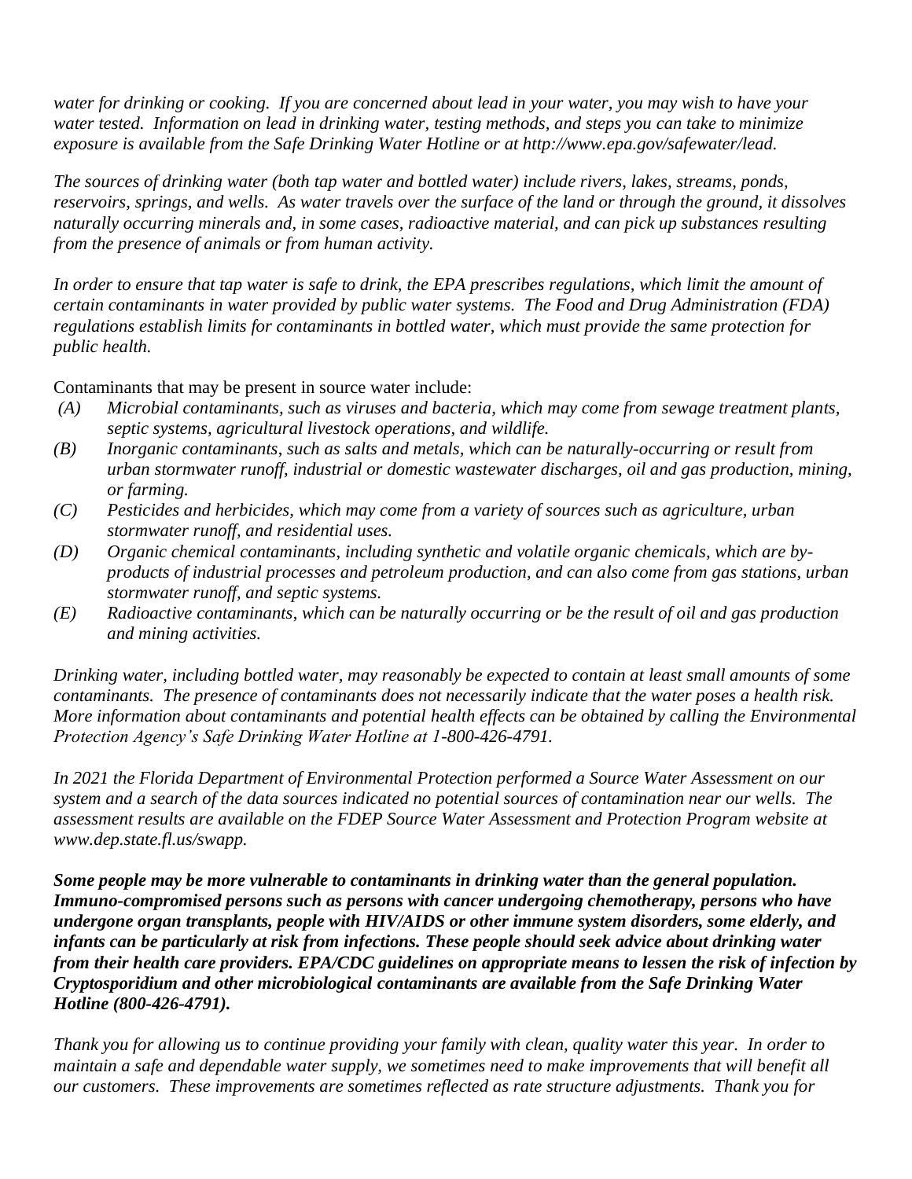*water for drinking or cooking. If you are concerned about lead in your water, you may wish to have your water tested. Information on lead in drinking water, testing methods, and steps you can take to minimize exposure is available from the Safe Drinking Water Hotline or at http://www.epa.gov/safewater/lead.*

*The sources of drinking water (both tap water and bottled water) include rivers, lakes, streams, ponds, reservoirs, springs, and wells. As water travels over the surface of the land or through the ground, it dissolves naturally occurring minerals and, in some cases, radioactive material, and can pick up substances resulting from the presence of animals or from human activity.*

*In order to ensure that tap water is safe to drink, the EPA prescribes regulations, which limit the amount of certain contaminants in water provided by public water systems. The Food and Drug Administration (FDA) regulations establish limits for contaminants in bottled water, which must provide the same protection for public health.*

Contaminants that may be present in source water include:

- *(A) Microbial contaminants, such as viruses and bacteria, which may come from sewage treatment plants, septic systems, agricultural livestock operations, and wildlife.*
- *(B) Inorganic contaminants, such as salts and metals, which can be naturally-occurring or result from urban stormwater runoff, industrial or domestic wastewater discharges, oil and gas production, mining, or farming.*
- *(C) Pesticides and herbicides, which may come from a variety of sources such as agriculture, urban stormwater runoff, and residential uses.*
- *(D) Organic chemical contaminants, including synthetic and volatile organic chemicals, which are by-products of industrial processes and petroleum production, and can also come from gas stations, urban stormwater runoff, and septic systems.*
- *(E) Radioactive contaminants, which can be naturally occurring or be the result of oil and gas production and mining activities.*

*Drinking water, including bottled water, may reasonably be expected to contain at least small amounts of some contaminants. The presence of contaminants does not necessarily indicate that the water poses a health risk. More information about contaminants and potential health effects can be obtained by calling the Environmental Protection Agency's Safe Drinking Water Hotline at 1-800-426-4791.*

*In 2021 the Florida Department of Environmental Protection performed a Source Water Assessment on our system and a search of the data sources indicated no potential sources of contamination near our wells. The assessment results are available on the FDEP Source Water Assessment and Protection Program website at www.dep.state.fl.us/swapp.*

***Some people may be more vulnerable to contaminants in drinking water than the general population. Immuno-compromised persons such as persons with cancer undergoing chemotherapy, persons who have undergone organ transplants, people with HIV/AIDS or other immune system disorders, some elderly, and infants can be particularly at risk from infections. These people should seek advice about drinking water from their health care providers. EPA/CDC guidelines on appropriate means to lessen the risk of infection by Cryptosporidium and other microbiological contaminants are available from the Safe Drinking Water Hotline (800-426-4791).***

*Thank you for allowing us to continue providing your family with clean, quality water this year. In order to maintain a safe and dependable water supply, we sometimes need to make improvements that will benefit all our customers. These improvements are sometimes reflected as rate structure adjustments. Thank you for*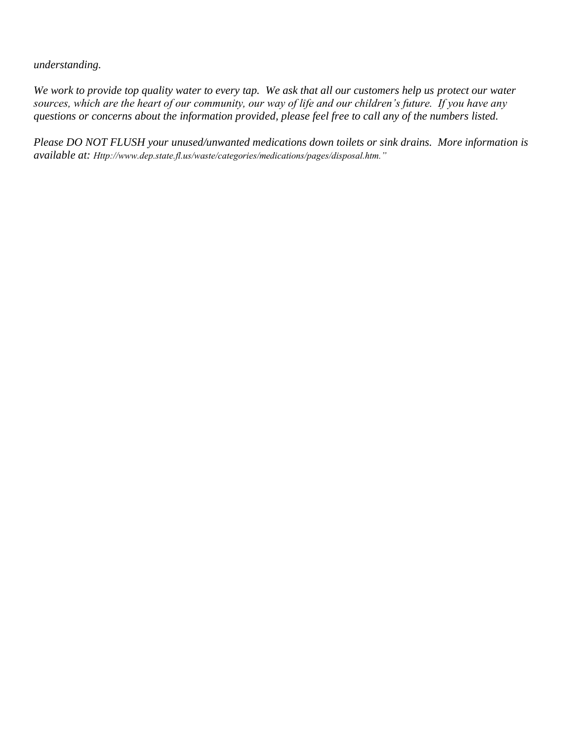*understanding.*

*We work to provide top quality water to every tap. We ask that all our customers help us protect our water sources, which are the heart of our community, our way of life and our children's future. If you have any questions or concerns about the information provided, please feel free to call any of the numbers listed.*

*Please DO NOT FLUSH your unused/unwanted medications down toilets or sink drains. More information is available at: Http://www.dep.state.fl.us/waste/categories/medications/pages/disposal.htm."*